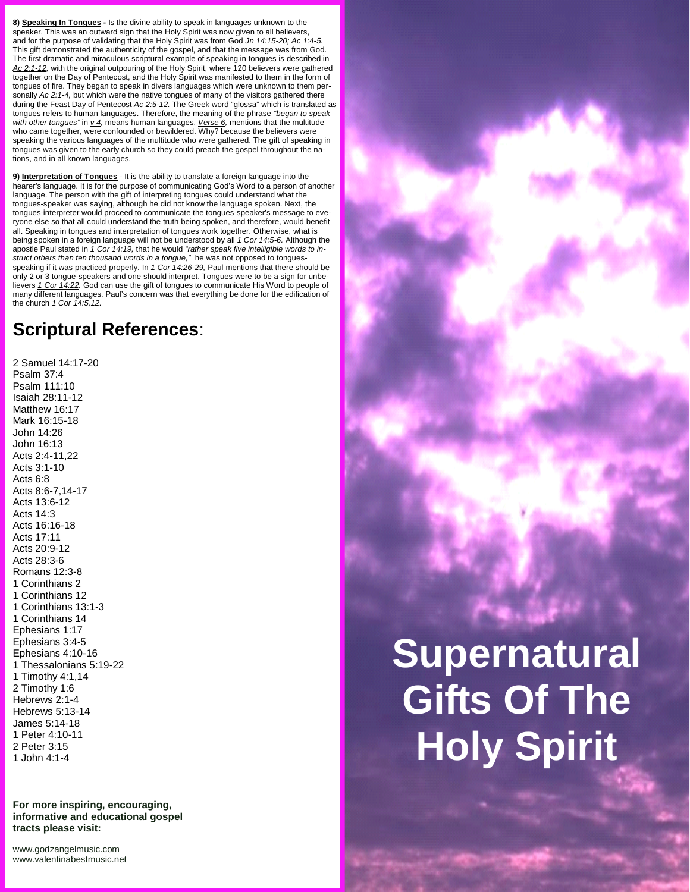**8) <u>Speaking In Tongues</u> -** Is the divine ability to speak in languages unknown to the speaker. This was an outward sign that the Holy Spirit was now given to all believers, and for the purpose of validating that the Holy Spirit was from God *Jn 14:15-20; Ac 1:4-5.* This gift demonstrated the authenticity of the gospel, and that the message was from God. The first dramatic and miraculous scriptural example of speaking in tongues is described in *Ac 2:1-12,* with the original outpouring of the Holy Spirit, where 120 believers were gathered together on the Day of Pentecost, and the Holy Spirit was manifested to them in the form of tongues of fire. They began to speak in divers languages which were unknown to them personally *Ac 2:1-4,* but which were the native tongues of many of the visitors gathered there during the Feast Day of Pentecost *Ac 2:5-12.* The Greek word "glossa" which is translated as tongues refers to human languages. Therefore, the meaning of the phrase *"began to speak with other tongues"* in *v 4,* means human languages. *Verse 6,* mentions that the multitude who came together, were confounded or bewildered. Why? because the believers were speaking the various languages of the multitude who were gathered. The gift of speaking in tongues was given to the early church so they could preach the gospel throughout the nations, and in all known languages.

**9) <u>Interpretation of Tongues</u>** - It is the ability to translate a foreign language into the hearer's language. It is for the purpose of communicating God's Word to a person of another language. The person with the gift of interpreting tongues could understand what the tongues-speaker was saying, although he did not know the language spoken. Next, the tongues-interpreter would proceed to communicate the tongues-speaker's message to everyone else so that all could understand the truth being spoken, and therefore, would benefit all. Speaking in tongues and interpretation of tongues work together. Otherwise, what is being spoken in a foreign language will not be understood by all *1 Cor 14:5-6.* Although the apostle Paul stated in *1 Cor 14:19,* that he would *"rather speak five intelligible words to instruct others than ten thousand words in a tongue,"* he was not opposed to tongues-speaking if it was practiced properly. In *1 Cor 14:26-29,* Paul mentions that there should be only 2 or 3 tongue-speakers and one should interpret. Tongues were to be a sign for unbelievers *1 Cor 14:22.* God can use the gift of tongues to communicate His Word to people of many different languages. Paul's concern was that everything be done for the edification of the church *1 Cor 14:5,12.*

## Scriptural References:

2 Samuel 14:17-20
Psalm 37:4
Psalm 111:10
Isaiah 28:11-12
Matthew 16:17
Mark 16:15-18
John 14:26
John 16:13
Acts 2:4-11,22
Acts 3:1-10
Acts 6:8
Acts 8:6-7,14-17
Acts 13:6-12
Acts 14:3
Acts 16:16-18
Acts 17:11
Acts 20:9-12
Acts 28:3-6
Romans 12:3-8
1 Corinthians 2
1 Corinthians 12
1 Corinthians 13:1-3
1 Corinthians 14
Ephesians 1:17
Ephesians 3:4-5
Ephesians 4:10-16
1 Thessalonians 5:19-22
1 Timothy 4:1,14
2 Timothy 1:6
Hebrews 2:1-4
Hebrews 5:13-14
James 5:14-18
1 Peter 4:10-11
2 Peter 3:15
1 John 4:1-4

**For more inspiring, encouraging, informative and educational gospel tracts please visit:**

www.godzangelmusic.com
www.valentinabestmusic.net

# Supernatural Gifts Of The Holy Spirit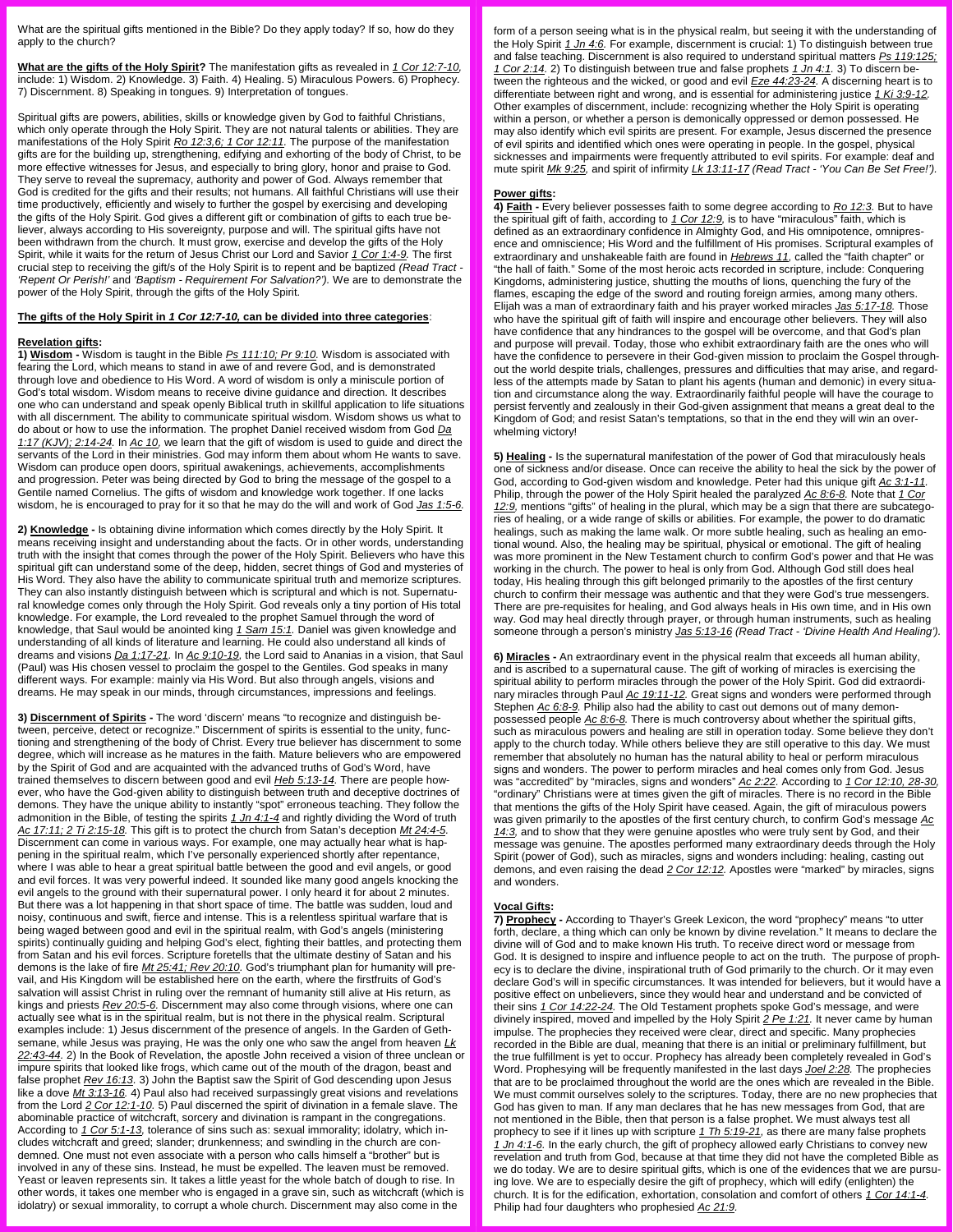What are the spiritual gifts mentioned in the Bible? Do they apply today? If so, how do they apply to the church?

**What are the gifts of the Holy Spirit?** The manifestation gifts as revealed in *1 Cor 12:7-10,* include: 1) Wisdom. 2) Knowledge. 3) Faith. 4) Healing. 5) Miraculous Powers. 6) Prophecy. 7) Discernment. 8) Speaking in tongues. 9) Interpretation of tongues.

Spiritual gifts are powers, abilities, skills or knowledge given by God to faithful Christians, which only operate through the Holy Spirit. They are not natural talents or abilities. They are manifestations of the Holy Spirit *Ro 12:3,6; 1 Cor 12:11.* The purpose of the manifestation gifts are for the building up, strengthening, edifying and exhorting of the body of Christ, to be more effective witnesses for Jesus, and especially to bring glory, honor and praise to God. They serve to reveal the supremacy, authority and power of God. Always remember that God is credited for the gifts and their results; not humans. All faithful Christians will use their time productively, efficiently and wisely to further the gospel by exercising and developing the gifts of the Holy Spirit. God gives a different gift or combination of gifts to each true believer, always according to His sovereignty, purpose and will. The spiritual gifts have not been withdrawn from the church. It must grow, exercise and develop the gifts of the Holy Spirit, while it waits for the return of Jesus Christ our Lord and Savior *1 Cor 1:4-9.* The first crucial step to receiving the gift/s of the Holy Spirit is to repent and be baptized *(Read Tract - 'Repent Or Perish!'* and *'Baptism - Requirement For Salvation?').* We are to demonstrate the power of the Holy Spirit, through the gifts of the Holy Spirit.

**The gifts of the Holy Spirit in *1 Cor 12:7-10,* can be divided into three categories**:

**Revelation gifts:**

**1) Wisdom -** Wisdom is taught in the Bible *Ps 111:10; Pr 9:10.* Wisdom is associated with fearing the Lord, which means to stand in awe of and revere God, and is demonstrated through love and obedience to His Word. A word of wisdom is only a miniscule portion of God's total wisdom. Wisdom means to receive divine guidance and direction. It describes one who can understand and speak openly Biblical truth in skillful application to life situations with all discernment. The ability to communicate spiritual wisdom. Wisdom shows us what to do about or how to use the information. The prophet Daniel received wisdom from God *Da 1:17 (KJV); 2:14-24.* In *Ac 10,* we learn that the gift of wisdom is used to guide and direct the servants of the Lord in their ministries. God may inform them about whom He wants to save. Wisdom can produce open doors, spiritual awakenings, achievements, accomplishments and progression. Peter was being directed by God to bring the message of the gospel to a Gentile named Cornelius. The gifts of wisdom and knowledge work together. If one lacks wisdom, he is encouraged to pray for it so that he may do the will and work of God *Jas 1:5-6.*

**2) Knowledge -** Is obtaining divine information which comes directly by the Holy Spirit. It means receiving insight and understanding about the facts. Or in other words, understanding truth with the insight that comes through the power of the Holy Spirit. Believers who have this spiritual gift can understand some of the deep, hidden, secret things of God and mysteries of His Word. They also have the ability to communicate spiritual truth and memorize scriptures. They can also instantly distinguish between which is scriptural and which is not. Supernatural knowledge comes only through the Holy Spirit. God reveals only a tiny portion of His total knowledge. For example, the Lord revealed to the prophet Samuel through the word of knowledge, that Saul would be anointed king *1 Sam 15:1.* Daniel was given knowledge and understanding of all kinds of literature and learning. He could also understand all kinds of dreams and visions *Da 1:17-21.* In *Ac 9:10-19,* the Lord said to Ananias in a vision, that Saul (Paul) was His chosen vessel to proclaim the gospel to the Gentiles. God speaks in many different ways. For example: mainly via His Word. But also through angels, visions and dreams. He may speak in our minds, through circumstances, impressions and feelings.

**3) Discernment of Spirits -** The word 'discern' means "to recognize and distinguish between, perceive, detect or recognize." Discernment of spirits is essential to the unity, functioning and strengthening of the body of Christ. Every true believer has discernment to some degree, which will increase as he matures in the faith. Mature believers who are empowered by the Spirit of God and are acquainted with the advanced truths of God's Word, have trained themselves to discern between good and evil *Heb 5:13-14.* There are people however, who have the God-given ability to distinguish between truth and deceptive doctrines of demons. They have the unique ability to instantly "spot" erroneous teaching. They follow the admonition in the Bible, of testing the spirits *1 Jn 4:1-4* and rightly dividing the Word of truth *Ac 17:11; 2 Ti 2:15-18.* This gift is to protect the church from Satan's deception *Mt 24:4-5.* Discernment can come in various ways. For example, one may actually hear what is happening in the spiritual realm, which I've personally experienced shortly after repentance, where I was able to hear a great spiritual battle between the good and evil angels, or good and evil forces. It was very powerful indeed. It sounded like many good angels knocking the evil angels to the ground with their supernatural power. I only heard it for about 2 minutes. But there was a lot happening in that short space of time. The battle was sudden, loud and noisy, continuous and swift, fierce and intense. This is a relentless spiritual warfare that is being waged between good and evil in the spiritual realm, with God's angels (ministering spirits) continually guiding and helping God's elect, fighting their battles, and protecting them from Satan and his evil forces. Scripture foretells that the ultimate destiny of Satan and his demons is the lake of fire *Mt 25:41; Rev 20:10.* God's triumphant plan for humanity will prevail, and His Kingdom will be established here on the earth, where the firstfruits of God's salvation will assist Christ in ruling over the remnant of humanity still alive at His return, as kings and priests *Rev 20:5-6.* Discernment may also come through visions, where one can actually see what is in the spiritual realm, but is not there in the physical realm. Scriptural examples include: 1) Jesus discernment of the presence of angels. In the Garden of Gethsemane, while Jesus was praying, He was the only one who saw the angel from heaven *Lk 22:43-44.* 2) In the Book of Revelation, the apostle John received a vision of three unclean or impure spirits that looked like frogs, which came out of the mouth of the dragon, beast and false prophet *Rev 16:13.* 3) John the Baptist saw the Spirit of God descending upon Jesus like a dove *Mt 3:13-16.* 4) Paul also had received surpassingly great visions and revelations from the Lord *2 Cor 12:1-10.* 5) Paul discerned the spirit of divination in a female slave. The abominable practice of witchcraft, sorcery and divination is rampant in the congregations. According to *1 Cor 5:1-13,* tolerance of sins such as: sexual immorality; idolatry, which includes witchcraft and greed; slander; drunkenness; and swindling in the church are condemned. One must not even associate with a person who calls himself a "brother" but is involved in any of these sins. Instead, he must be expelled. The leaven must be removed. Yeast or leaven represents sin. It takes a little yeast for the whole batch of dough to rise. In other words, it takes one member who is engaged in a grave sin, such as witchcraft (which is idolatry) or sexual immorality, to corrupt a whole church. Discernment may also come in the form of a person seeing what is in the physical realm, but seeing it with the understanding of the Holy Spirit *1 Jn 4:6.* For example, discernment is crucial: 1) To distinguish between true and false teaching. Discernment is also required to understand spiritual matters *Ps 119:125; 1 Cor 2:14.* 2) To distinguish between true and false prophets *1 Jn 4:1.* 3) To discern between the righteous and the wicked, or good and evil *Eze 44:23-24.* A discerning heart is to differentiate between right and wrong, and is essential for administering justice *1 Ki 3:9-12.* Other examples of discernment, include: recognizing whether the Holy Spirit is operating within a person, or whether a person is demonically oppressed or demon possessed. He may also identify which evil spirits are present. For example, Jesus discerned the presence of evil spirits and identified which ones were operating in people. In the gospel, physical sicknesses and impairments were frequently attributed to evil spirits. For example: deaf and mute spirit *Mk 9:25,* and spirit of infirmity *Lk 13:11-17 (Read Tract - 'You Can Be Set Free!').*

**Power gifts:**

**4) Faith -** Every believer possesses faith to some degree according to *Ro 12:3.* But to have the spiritual gift of faith, according to *1 Cor 12:9,* is to have "miraculous" faith, which is defined as an extraordinary confidence in Almighty God, and His omnipotence, omnipresence and omniscience; His Word and the fulfillment of His promises. Scriptural examples of extraordinary and unshakeable faith are found in *Hebrews 11,* called the "faith chapter" or "the hall of faith." Some of the most heroic acts recorded in scripture, include: Conquering Kingdoms, administering justice, shutting the mouths of lions, quenching the fury of the flames, escaping the edge of the sword and routing foreign armies, among many others. Elijah was a man of extraordinary faith and his prayer worked miracles *Jas 5:17-18.* Those who have the spiritual gift of faith will inspire and encourage other believers. They will also have confidence that any hindrances to the gospel will be overcome, and that God's plan and purpose will prevail. Today, those who exhibit extraordinary faith are the ones who will have the confidence to persevere in their God-given mission to proclaim the Gospel throughout the world despite trials, challenges, pressures and difficulties that may arise, and regardless of the attempts made by Satan to plant his agents (human and demonic) in every situation and circumstance along the way. Extraordinarily faithful people will have the courage to persist fervently and zealously in their God-given assignment that means a great deal to the Kingdom of God; and resist Satan's temptations, so that in the end they will win an overwhelming victory!

**5) Healing -** Is the supernatural manifestation of the power of God that miraculously heals one of sickness and/or disease. Once can receive the ability to heal the sick by the power of God, according to God-given wisdom and knowledge. Peter had this unique gift *Ac 3:1-11.* Philip, through the power of the Holy Spirit healed the paralyzed *Ac 8:6-8.* Note that *1 Cor 12:9,* mentions "gifts" of healing in the plural, which may be a sign that there are subcategories of healing, or a wide range of skills or abilities. For example, the power to do dramatic healings, such as making the lame walk. Or more subtle healing, such as healing an emotional wound. Also, the healing may be spiritual, physical or emotional. The gift of healing was more prominent in the New Testament church to confirm God's power and that He was working in the church. The power to heal is only from God. Although God still does heal today, His healing through this gift belonged primarily to the apostles of the first century church to confirm their message was authentic and that they were God's true messengers. There are pre-requisites for healing, and God always heals in His own time, and in His own way. God may heal directly through prayer, or through human instruments, such as healing someone through a person's ministry *Jas 5:13-16 (Read Tract - 'Divine Health And Healing').*

**6) Miracles -** An extraordinary event in the physical realm that exceeds all human ability, and is ascribed to a supernatural cause. The gift of working of miracles is exercising the spiritual ability to perform miracles through the power of the Holy Spirit. God did extraordinary miracles through Paul *Ac 19:11-12.* Great signs and wonders were performed through Stephen *Ac 6:8-9.* Philip also had the ability to cast out demons out of many demon-possessed people *Ac 8:6-8.* There is much controversy about whether the spiritual gifts, such as miraculous powers and healing are still in operation today. Some believe they don't apply to the church today. While others believe they are still operative to this day. We must remember that absolutely no human has the natural ability to heal or perform miraculous signs and wonders. The power to perform miracles and heal comes only from God. Jesus was "accredited" by "miracles, signs and wonders" *Ac 2:22.* According to *1 Cor 12:10, 28-30,* "ordinary" Christians were at times given the gift of miracles. There is no record in the Bible that mentions the gifts of the Holy Spirit have ceased. Again, the gift of miraculous powers was given primarily to the apostles of the first century church, to confirm God's message *Ac 14:3,* and to show that they were genuine apostles who were truly sent by God, and their message was genuine. The apostles performed many extraordinary deeds through the Holy Spirit (power of God), such as miracles, signs and wonders including: healing, casting out demons, and even raising the dead *2 Cor 12:12.* Apostles were "marked" by miracles, signs and wonders.

**Vocal Gifts:**

**7) Prophecy -** According to Thayer's Greek Lexicon, the word "prophecy" means "to utter forth, declare, a thing which can only be known by divine revelation." It means to declare the divine will of God and to make known His truth. To receive direct word or message from God. It is designed to inspire and influence people to act on the truth. The purpose of prophecy is to declare the divine, inspirational truth of God primarily to the church. Or it may even declare God's will in specific circumstances. It was intended for believers, but it would have a positive effect on unbelievers, since they would hear and understand and be convicted of their sins *1 Cor 14:22-24.* The Old Testament prophets spoke God's message, and were divinely inspired, moved and impelled by the Holy Spirit *2 Pe 1:21.* It never came by human impulse. The prophecies they received were clear, direct and specific. Many prophecies recorded in the Bible are dual, meaning that there is an initial or preliminary fulfillment, but the true fulfillment is yet to occur. Prophecy has already been completely revealed in God's Word. Prophesying will be frequently manifested in the last days *Joel 2:28.* The prophecies that are to be proclaimed throughout the world are the ones which are revealed in the Bible. We must commit ourselves solely to the scriptures. Today, there are no new prophecies that God has given to man. If any man declares that he has new messages from God, that are not mentioned in the Bible, then that person is a false prophet. We must always test all prophecy to see if it lines up with scripture *1 Th 5:19-21,* as there are many false prophets *1 Jn 4:1-6.* In the early church, the gift of prophecy allowed early Christians to convey new revelation and truth from God, because at that time they did not have the completed Bible as we do today. We are to desire spiritual gifts, which is one of the evidences that we are pursuing love. We are to especially desire the gift of prophecy, which will edify (enlighten) the church. It is for the edification, exhortation, consolation and comfort of others *1 Cor 14:1-4.* Philip had four daughters who prophesied *Ac 21:9.*